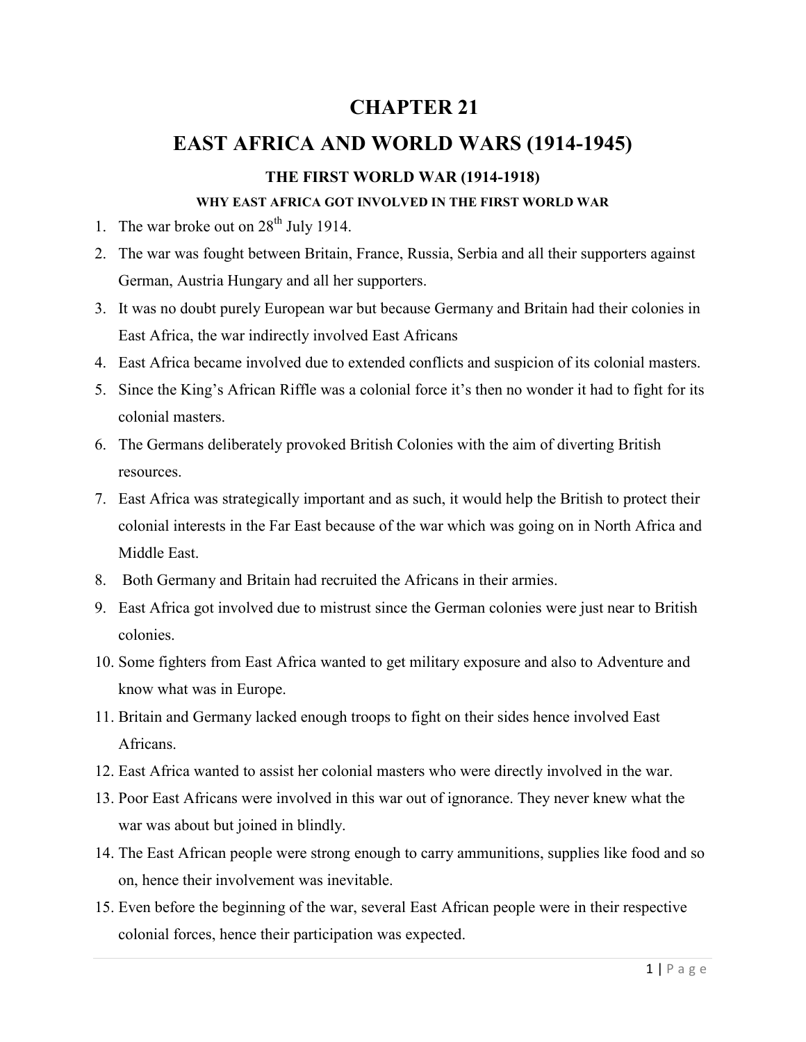# CHAPTER 21

# EAST AFRICA AND WORLD WARS (1914-1945)

## THE FIRST WORLD WAR (1914-1918)

### WHY EAST AFRICA GOT INVOLVED IN THE FIRST WORLD WAR

1. The war broke out on 28th July 1914.
2. The war was fought between Britain, France, Russia, Serbia and all their supporters against German, Austria Hungary and all her supporters.
3. It was no doubt purely European war but because Germany and Britain had their colonies in East Africa, the war indirectly involved East Africans
4. East Africa became involved due to extended conflicts and suspicion of its colonial masters.
5. Since the King's African Riffle was a colonial force it's then no wonder it had to fight for its colonial masters.
6. The Germans deliberately provoked British Colonies with the aim of diverting British resources.
7. East Africa was strategically important and as such, it would help the British to protect their colonial interests in the Far East because of the war which was going on in North Africa and Middle East.
8. Both Germany and Britain had recruited the Africans in their armies.
9. East Africa got involved due to mistrust since the German colonies were just near to British colonies.
10. Some fighters from East Africa wanted to get military exposure and also to Adventure and know what was in Europe.
11. Britain and Germany lacked enough troops to fight on their sides hence involved East Africans.
12. East Africa wanted to assist her colonial masters who were directly involved in the war.
13. Poor East Africans were involved in this war out of ignorance. They never knew what the war was about but joined in blindly.
14. The East African people were strong enough to carry ammunitions, supplies like food and so on, hence their involvement was inevitable.
15. Even before the beginning of the war, several East African people were in their respective colonial forces, hence their participation was expected.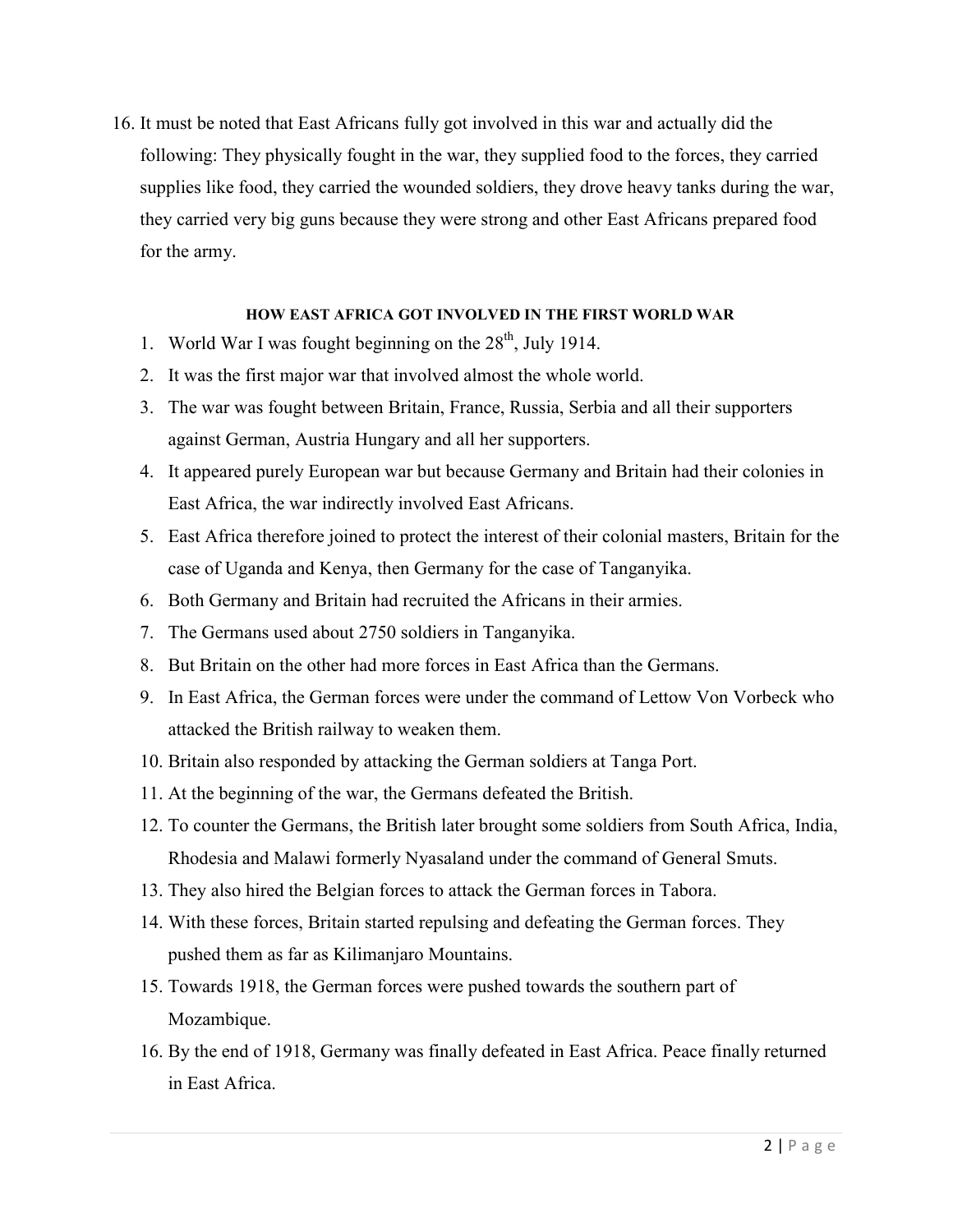16. It must be noted that East Africans fully got involved in this war and actually did the following: They physically fought in the war, they supplied food to the forces, they carried supplies like food, they carried the wounded soldiers, they drove heavy tanks during the war, they carried very big guns because they were strong and other East Africans prepared food for the army.

**HOW EAST AFRICA GOT INVOLVED IN THE FIRST WORLD WAR**

1. World War I was fought beginning on the 28th, July 1914.
2. It was the first major war that involved almost the whole world.
3. The war was fought between Britain, France, Russia, Serbia and all their supporters against German, Austria Hungary and all her supporters.
4. It appeared purely European war but because Germany and Britain had their colonies in East Africa, the war indirectly involved East Africans.
5. East Africa therefore joined to protect the interest of their colonial masters, Britain for the case of Uganda and Kenya, then Germany for the case of Tanganyika.
6. Both Germany and Britain had recruited the Africans in their armies.
7. The Germans used about 2750 soldiers in Tanganyika.
8. But Britain on the other had more forces in East Africa than the Germans.
9. In East Africa, the German forces were under the command of Lettow Von Vorbeck who attacked the British railway to weaken them.
10. Britain also responded by attacking the German soldiers at Tanga Port.
11. At the beginning of the war, the Germans defeated the British.
12. To counter the Germans, the British later brought some soldiers from South Africa, India, Rhodesia and Malawi formerly Nyasaland under the command of General Smuts.
13. They also hired the Belgian forces to attack the German forces in Tabora.
14. With these forces, Britain started repulsing and defeating the German forces. They pushed them as far as Kilimanjaro Mountains.
15. Towards 1918, the German forces were pushed towards the southern part of Mozambique.
16. By the end of 1918, Germany was finally defeated in East Africa. Peace finally returned in East Africa.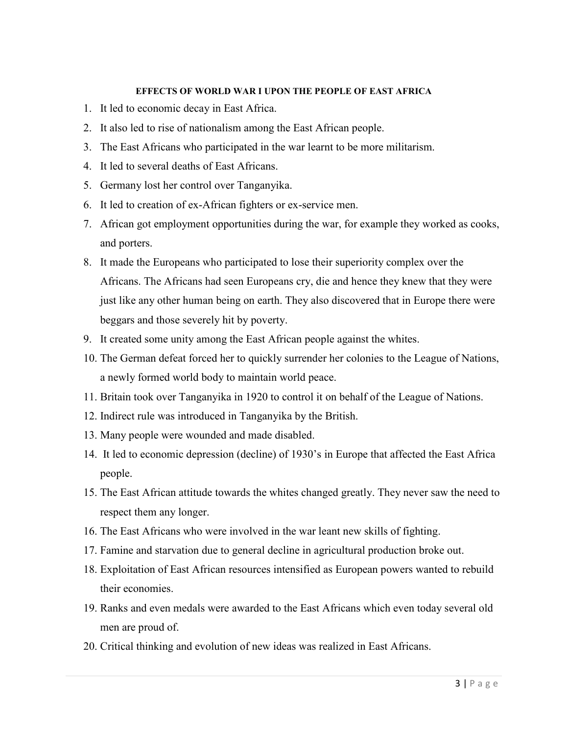**EFFECTS OF WORLD WAR I UPON THE PEOPLE OF EAST AFRICA**

1. It led to economic decay in East Africa.
2. It also led to rise of nationalism among the East African people.
3. The East Africans who participated in the war learnt to be more militarism.
4. It led to several deaths of East Africans.
5. Germany lost her control over Tanganyika.
6. It led to creation of ex-African fighters or ex-service men.
7. African got employment opportunities during the war, for example they worked as cooks, and porters.
8. It made the Europeans who participated to lose their superiority complex over the Africans. The Africans had seen Europeans cry, die and hence they knew that they were just like any other human being on earth. They also discovered that in Europe there were beggars and those severely hit by poverty.
9. It created some unity among the East African people against the whites.
10. The German defeat forced her to quickly surrender her colonies to the League of Nations, a newly formed world body to maintain world peace.
11. Britain took over Tanganyika in 1920 to control it on behalf of the League of Nations.
12. Indirect rule was introduced in Tanganyika by the British.
13. Many people were wounded and made disabled.
14. It led to economic depression (decline) of 1930's in Europe that affected the East Africa people.
15. The East African attitude towards the whites changed greatly. They never saw the need to respect them any longer.
16. The East Africans who were involved in the war leant new skills of fighting.
17. Famine and starvation due to general decline in agricultural production broke out.
18. Exploitation of East African resources intensified as European powers wanted to rebuild their economies.
19. Ranks and even medals were awarded to the East Africans which even today several old men are proud of.
20. Critical thinking and evolution of new ideas was realized in East Africans.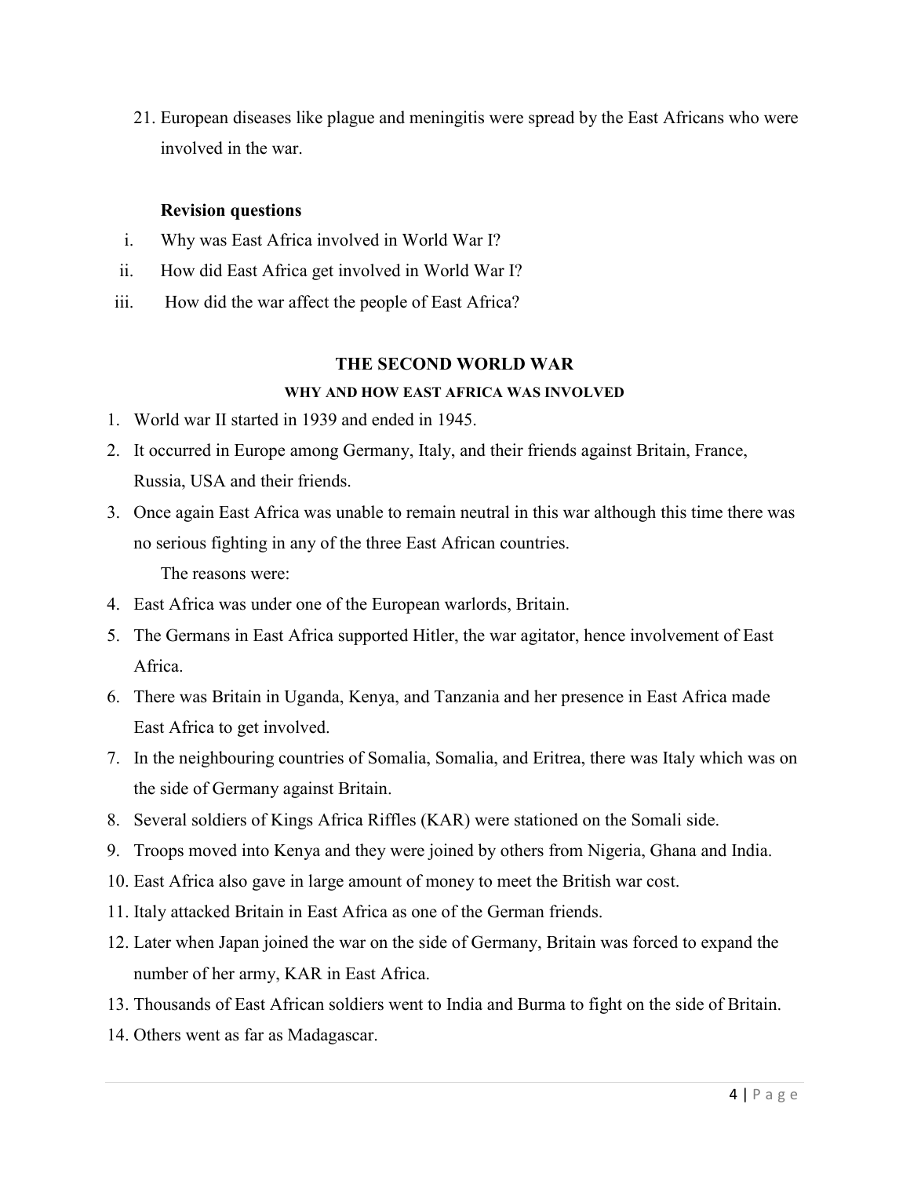21. European diseases like plague and meningitis were spread by the East Africans who were involved in the war.

**Revision questions**

i. Why was East Africa involved in World War I?
ii. How did East Africa get involved in World War I?
iii. How did the war affect the people of East Africa?

## THE SECOND WORLD WAR

### WHY AND HOW EAST AFRICA WAS INVOLVED

1. World war II started in 1939 and ended in 1945.
2. It occurred in Europe among Germany, Italy, and their friends against Britain, France, Russia, USA and their friends.
3. Once again East Africa was unable to remain neutral in this war although this time there was no serious fighting in any of the three East African countries.
   The reasons were:
4. East Africa was under one of the European warlords, Britain.
5. The Germans in East Africa supported Hitler, the war agitator, hence involvement of East Africa.
6. There was Britain in Uganda, Kenya, and Tanzania and her presence in East Africa made East Africa to get involved.
7. In the neighbouring countries of Somalia, Somalia, and Eritrea, there was Italy which was on the side of Germany against Britain.
8. Several soldiers of Kings Africa Riffles (KAR) were stationed on the Somali side.
9. Troops moved into Kenya and they were joined by others from Nigeria, Ghana and India.
10. East Africa also gave in large amount of money to meet the British war cost.
11. Italy attacked Britain in East Africa as one of the German friends.
12. Later when Japan joined the war on the side of Germany, Britain was forced to expand the number of her army, KAR in East Africa.
13. Thousands of East African soldiers went to India and Burma to fight on the side of Britain.
14. Others went as far as Madagascar.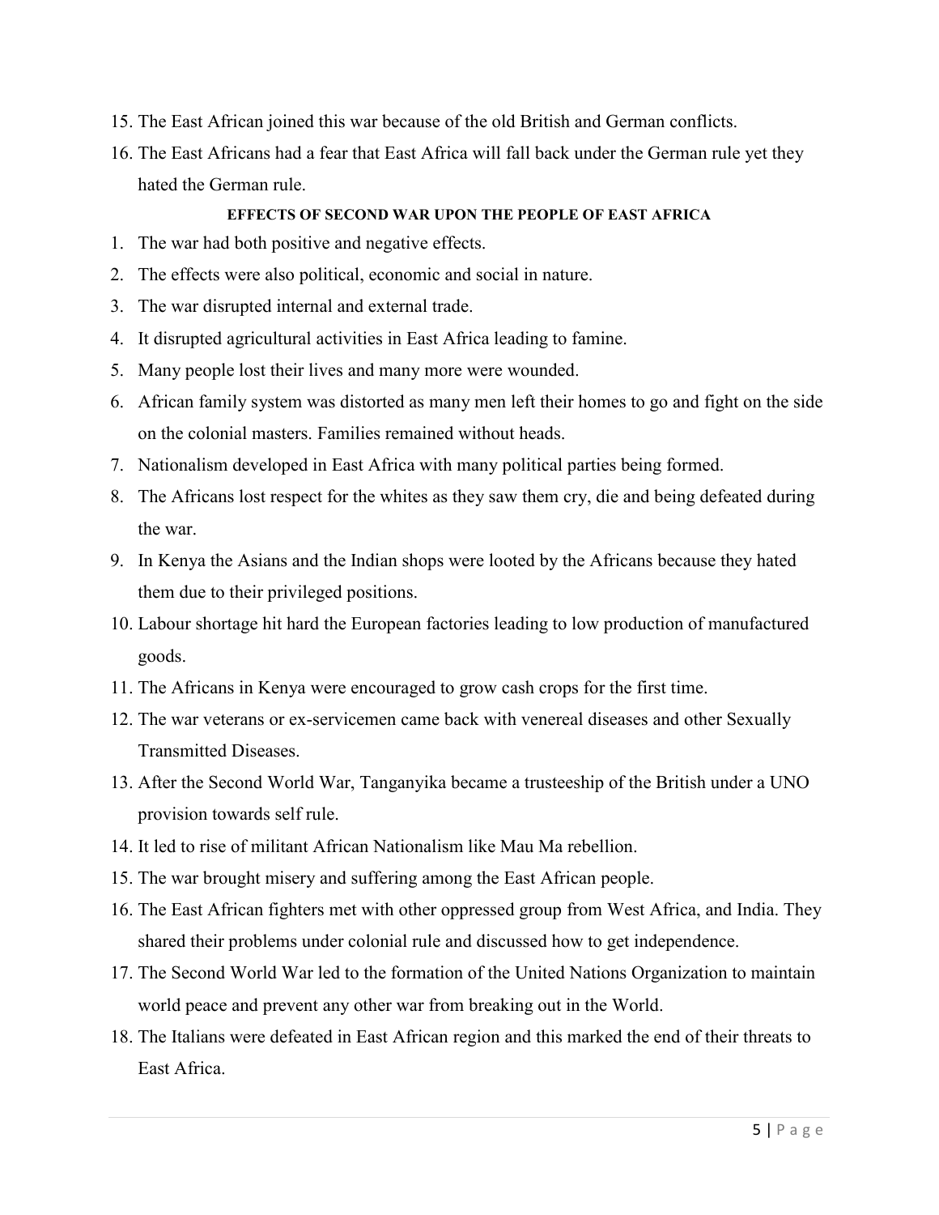15. The East African joined this war because of the old British and German conflicts.
16. The East Africans had a fear that East Africa will fall back under the German rule yet they hated the German rule.

**EFFECTS OF SECOND WAR UPON THE PEOPLE OF EAST AFRICA**

1. The war had both positive and negative effects.
2. The effects were also political, economic and social in nature.
3. The war disrupted internal and external trade.
4. It disrupted agricultural activities in East Africa leading to famine.
5. Many people lost their lives and many more were wounded.
6. African family system was distorted as many men left their homes to go and fight on the side on the colonial masters. Families remained without heads.
7. Nationalism developed in East Africa with many political parties being formed.
8. The Africans lost respect for the whites as they saw them cry, die and being defeated during the war.
9. In Kenya the Asians and the Indian shops were looted by the Africans because they hated them due to their privileged positions.
10. Labour shortage hit hard the European factories leading to low production of manufactured goods.
11. The Africans in Kenya were encouraged to grow cash crops for the first time.
12. The war veterans or ex-servicemen came back with venereal diseases and other Sexually Transmitted Diseases.
13. After the Second World War, Tanganyika became a trusteeship of the British under a UNO provision towards self rule.
14. It led to rise of militant African Nationalism like Mau Ma rebellion.
15. The war brought misery and suffering among the East African people.
16. The East African fighters met with other oppressed group from West Africa, and India. They shared their problems under colonial rule and discussed how to get independence.
17. The Second World War led to the formation of the United Nations Organization to maintain world peace and prevent any other war from breaking out in the World.
18. The Italians were defeated in East African region and this marked the end of their threats to East Africa.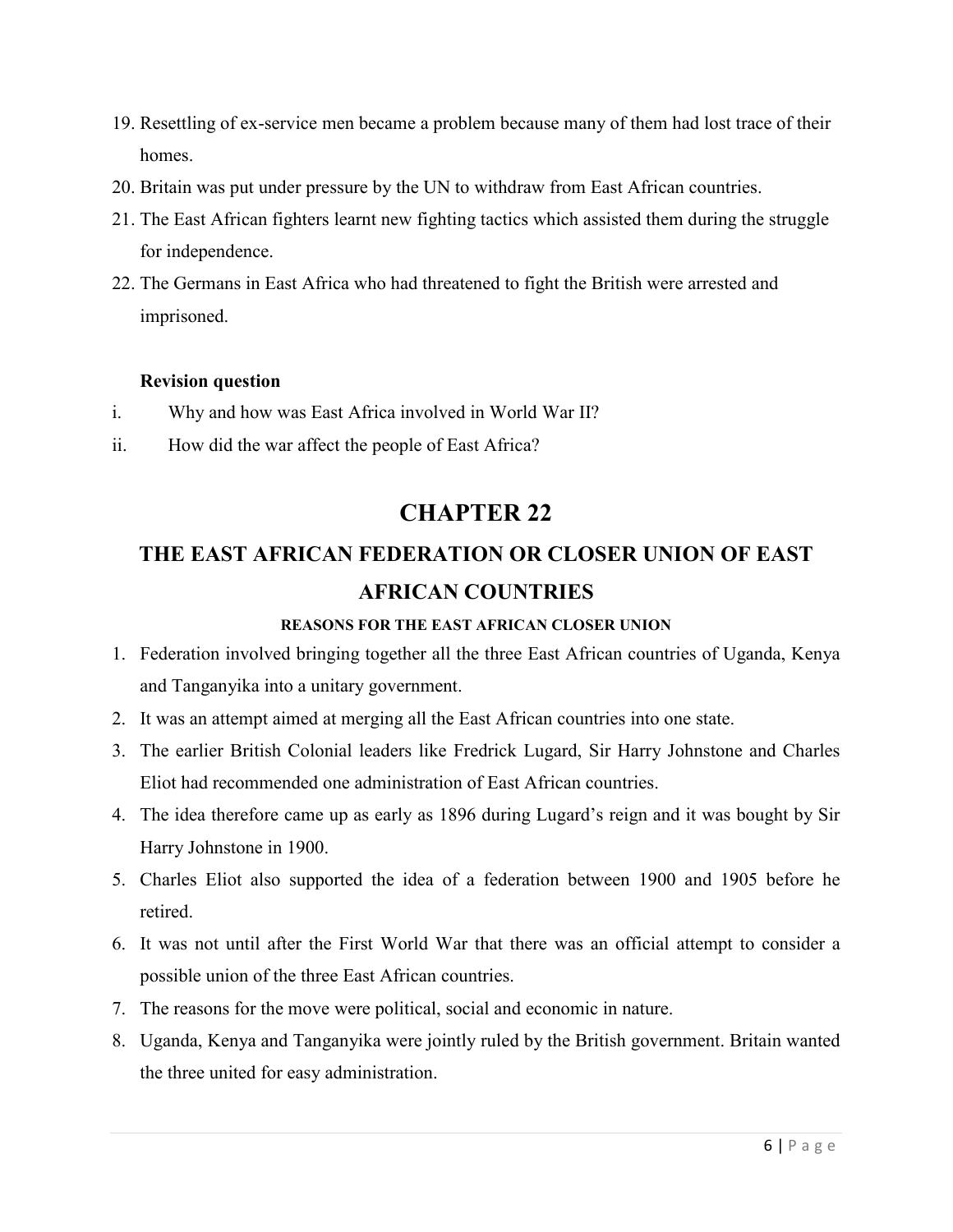19. Resettling of ex-service men became a problem because many of them had lost trace of their homes.
20. Britain was put under pressure by the UN to withdraw from East African countries.
21. The East African fighters learnt new fighting tactics which assisted them during the struggle for independence.
22. The Germans in East Africa who had threatened to fight the British were arrested and imprisoned.

**Revision question**

i. Why and how was East Africa involved in World War II?

ii. How did the war affect the people of East Africa?

# CHAPTER 22

## THE EAST AFRICAN FEDERATION OR CLOSER UNION OF EAST AFRICAN COUNTRIES

### REASONS FOR THE EAST AFRICAN CLOSER UNION

1. Federation involved bringing together all the three East African countries of Uganda, Kenya and Tanganyika into a unitary government.
2. It was an attempt aimed at merging all the East African countries into one state.
3. The earlier British Colonial leaders like Fredrick Lugard, Sir Harry Johnstone and Charles Eliot had recommended one administration of East African countries.
4. The idea therefore came up as early as 1896 during Lugard's reign and it was bought by Sir Harry Johnstone in 1900.
5. Charles Eliot also supported the idea of a federation between 1900 and 1905 before he retired.
6. It was not until after the First World War that there was an official attempt to consider a possible union of the three East African countries.
7. The reasons for the move were political, social and economic in nature.
8. Uganda, Kenya and Tanganyika were jointly ruled by the British government. Britain wanted the three united for easy administration.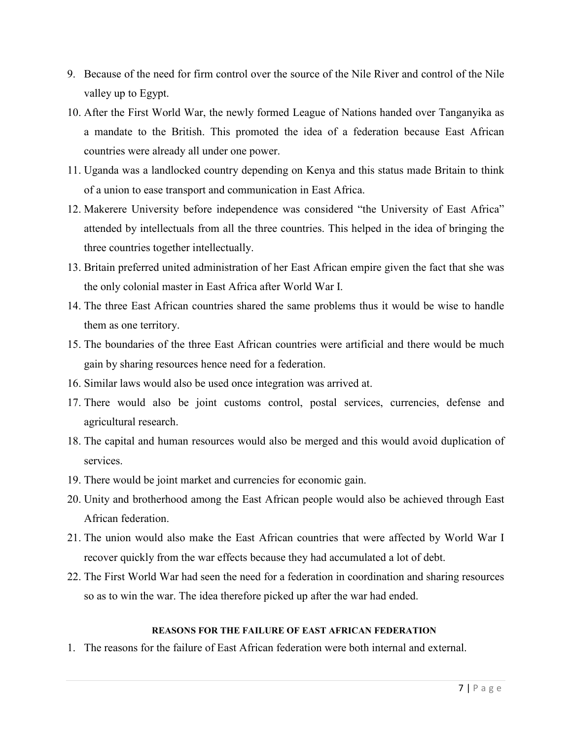9. Because of the need for firm control over the source of the Nile River and control of the Nile valley up to Egypt.
10. After the First World War, the newly formed League of Nations handed over Tanganyika as a mandate to the British. This promoted the idea of a federation because East African countries were already all under one power.
11. Uganda was a landlocked country depending on Kenya and this status made Britain to think of a union to ease transport and communication in East Africa.
12. Makerere University before independence was considered "the University of East Africa" attended by intellectuals from all the three countries. This helped in the idea of bringing the three countries together intellectually.
13. Britain preferred united administration of her East African empire given the fact that she was the only colonial master in East Africa after World War I.
14. The three East African countries shared the same problems thus it would be wise to handle them as one territory.
15. The boundaries of the three East African countries were artificial and there would be much gain by sharing resources hence need for a federation.
16. Similar laws would also be used once integration was arrived at.
17. There would also be joint customs control, postal services, currencies, defense and agricultural research.
18. The capital and human resources would also be merged and this would avoid duplication of services.
19. There would be joint market and currencies for economic gain.
20. Unity and brotherhood among the East African people would also be achieved through East African federation.
21. The union would also make the East African countries that were affected by World War I recover quickly from the war effects because they had accumulated a lot of debt.
22. The First World War had seen the need for a federation in coordination and sharing resources so as to win the war. The idea therefore picked up after the war had ended.

#### REASONS FOR THE FAILURE OF EAST AFRICAN FEDERATION

1. The reasons for the failure of East African federation were both internal and external.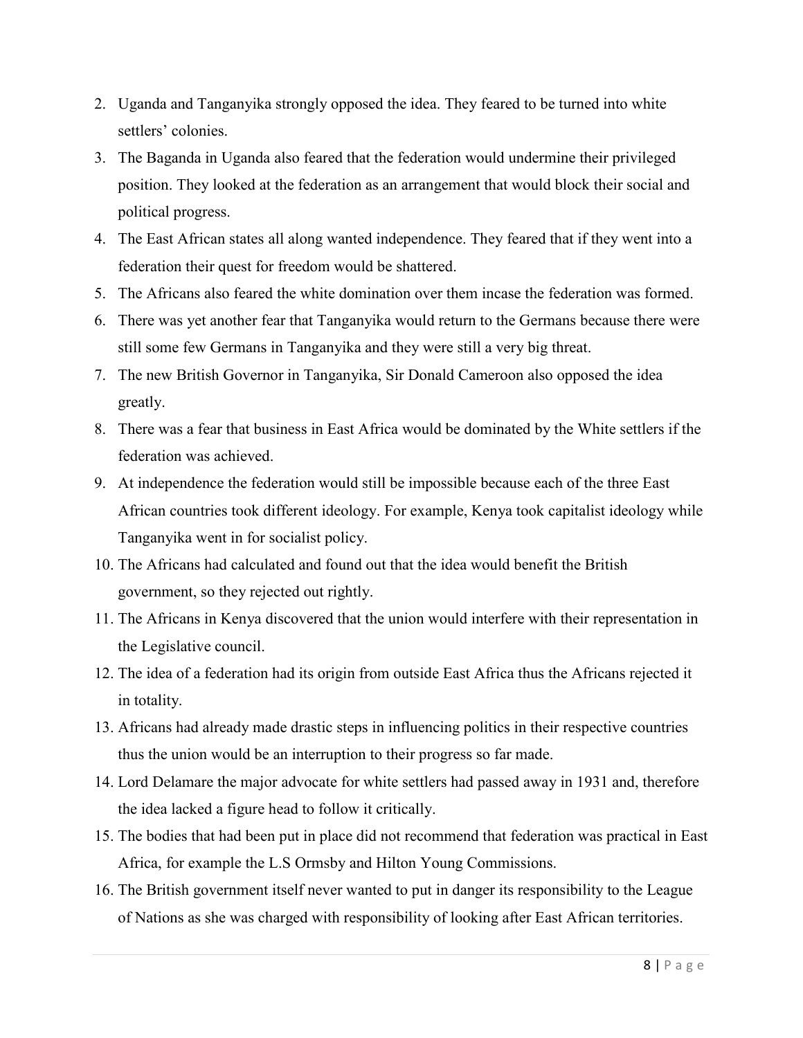2. Uganda and Tanganyika strongly opposed the idea. They feared to be turned into white settlers' colonies.
3. The Baganda in Uganda also feared that the federation would undermine their privileged position. They looked at the federation as an arrangement that would block their social and political progress.
4. The East African states all along wanted independence. They feared that if they went into a federation their quest for freedom would be shattered.
5. The Africans also feared the white domination over them incase the federation was formed.
6. There was yet another fear that Tanganyika would return to the Germans because there were still some few Germans in Tanganyika and they were still a very big threat.
7. The new British Governor in Tanganyika, Sir Donald Cameroon also opposed the idea greatly.
8. There was a fear that business in East Africa would be dominated by the White settlers if the federation was achieved.
9. At independence the federation would still be impossible because each of the three East African countries took different ideology. For example, Kenya took capitalist ideology while Tanganyika went in for socialist policy.
10. The Africans had calculated and found out that the idea would benefit the British government, so they rejected out rightly.
11. The Africans in Kenya discovered that the union would interfere with their representation in the Legislative council.
12. The idea of a federation had its origin from outside East Africa thus the Africans rejected it in totality.
13. Africans had already made drastic steps in influencing politics in their respective countries thus the union would be an interruption to their progress so far made.
14. Lord Delamare the major advocate for white settlers had passed away in 1931 and, therefore the idea lacked a figure head to follow it critically.
15. The bodies that had been put in place did not recommend that federation was practical in East Africa, for example the L.S Ormsby and Hilton Young Commissions.
16. The British government itself never wanted to put in danger its responsibility to the League of Nations as she was charged with responsibility of looking after East African territories.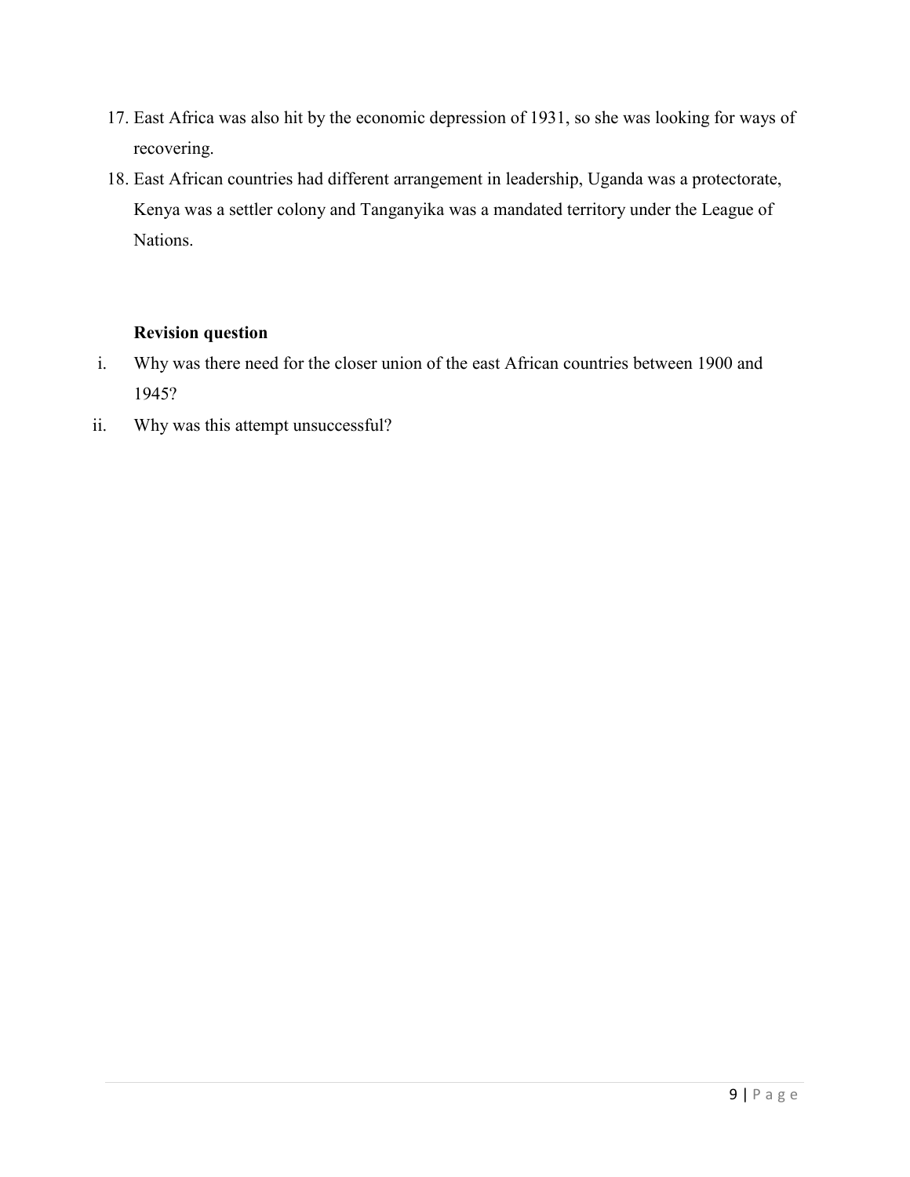17. East Africa was also hit by the economic depression of 1931, so she was looking for ways of recovering.
18. East African countries had different arrangement in leadership, Uganda was a protectorate, Kenya was a settler colony and Tanganyika was a mandated territory under the League of Nations.

**Revision question**

i. Why was there need for the closer union of the east African countries between 1900 and 1945?
ii. Why was this attempt unsuccessful?